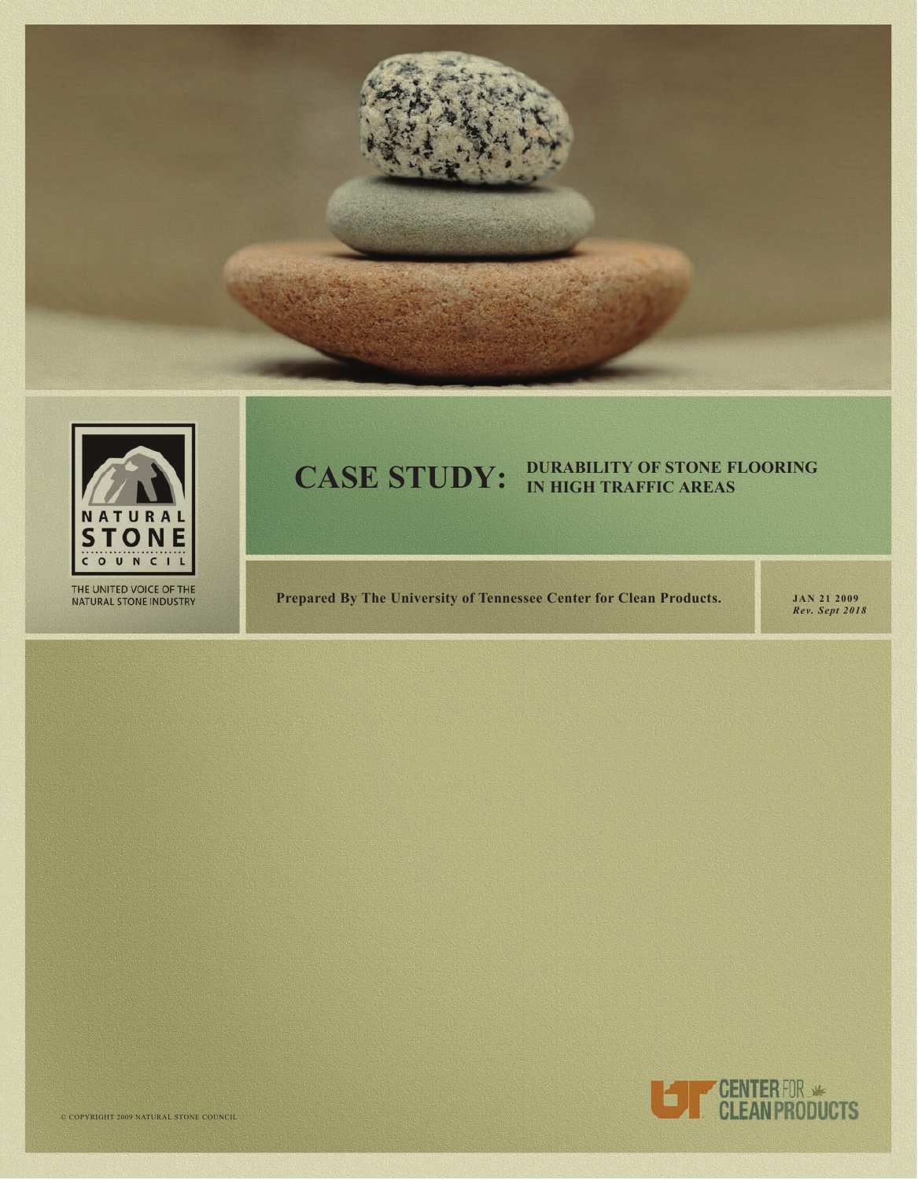NATURAL STONE COUNCIL

THE UNITED VOICE OF THE NATURAL STONE INDUSTRY

# CASE STUDY: DURABILITY OF STONE FLOORING IN HIGH TRAFFIC AREAS

**Prepared By The University of Tennessee Center for Clean Products.**

**JAN 21 2009**
***Rev. Sept 2018***

UT CENTER FOR CLEAN PRODUCTS

© COPYRIGHT 2009 NATURAL STONE COUNCIL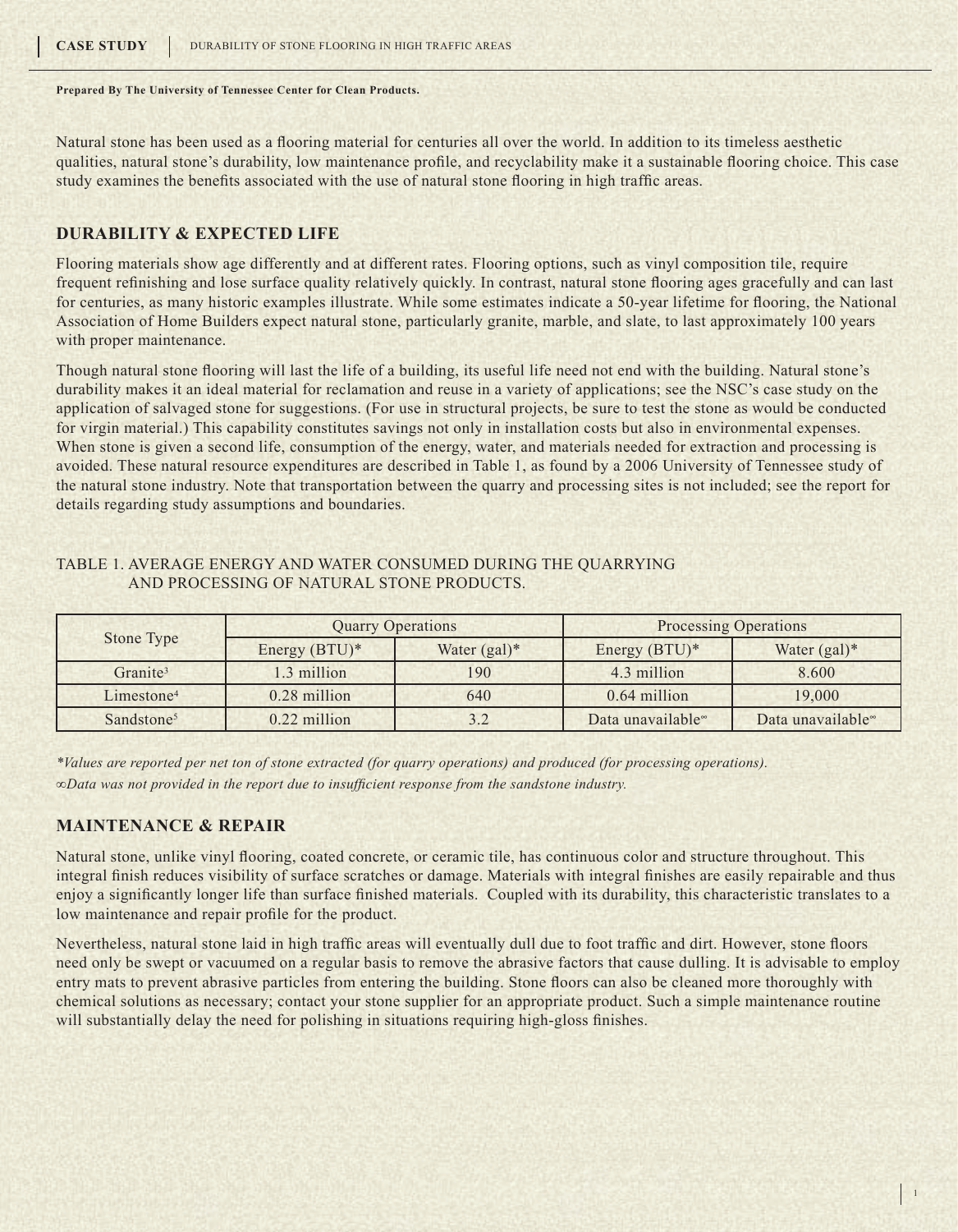Prepared By The University of Tennessee Center for Clean Products.

Natural stone has been used as a flooring material for centuries all over the world. In addition to its timeless aesthetic qualities, natural stone's durability, low maintenance profile, and recyclability make it a sustainable flooring choice. This case study examines the benefits associated with the use of natural stone flooring in high traffic areas.

## DURABILITY & EXPECTED LIFE

Flooring materials show age differently and at different rates. Flooring options, such as vinyl composition tile, require frequent refinishing and lose surface quality relatively quickly. In contrast, natural stone flooring ages gracefully and can last for centuries, as many historic examples illustrate. While some estimates indicate a 50-year lifetime for flooring, the National Association of Home Builders expect natural stone, particularly granite, marble, and slate, to last approximately 100 years with proper maintenance.

Though natural stone flooring will last the life of a building, its useful life need not end with the building. Natural stone's durability makes it an ideal material for reclamation and reuse in a variety of applications; see the NSC's case study on the application of salvaged stone for suggestions. (For use in structural projects, be sure to test the stone as would be conducted for virgin material.) This capability constitutes savings not only in installation costs but also in environmental expenses. When stone is given a second life, consumption of the energy, water, and materials needed for extraction and processing is avoided. These natural resource expenditures are described in Table 1, as found by a 2006 University of Tennessee study of the natural stone industry. Note that transportation between the quarry and processing sites is not included; see the report for details regarding study assumptions and boundaries.

TABLE 1. AVERAGE ENERGY AND WATER CONSUMED DURING THE QUARRYING AND PROCESSING OF NATURAL STONE PRODUCTS.

| Stone Type | Quarry Operations | | Processing Operations | |
|---|---|---|---|---|
| | Energy (BTU)* | Water (gal)* | Energy (BTU)* | Water (gal)* |
| Granite[3] | 1.3 million | 190 | 4.3 million | 8.600 |
| Limestone[4] | 0.28 million | 640 | 0.64 million | 19,000 |
| Sandstone[5] | 0.22 million | 3.2 | Data unavailable∞ | Data unavailable∞ |

*\*Values are reported per net ton of stone extracted (for quarry operations) and produced (for processing operations).*

*∞Data was not provided in the report due to insufficient response from the sandstone industry.*

## MAINTENANCE & REPAIR

Natural stone, unlike vinyl flooring, coated concrete, or ceramic tile, has continuous color and structure throughout. This integral finish reduces visibility of surface scratches or damage. Materials with integral finishes are easily repairable and thus enjoy a significantly longer life than surface finished materials. Coupled with its durability, this characteristic translates to a low maintenance and repair profile for the product.

Nevertheless, natural stone laid in high traffic areas will eventually dull due to foot traffic and dirt. However, stone floors need only be swept or vacuumed on a regular basis to remove the abrasive factors that cause dulling. It is advisable to employ entry mats to prevent abrasive particles from entering the building. Stone floors can also be cleaned more thoroughly with chemical solutions as necessary; contact your stone supplier for an appropriate product. Such a simple maintenance routine will substantially delay the need for polishing in situations requiring high-gloss finishes.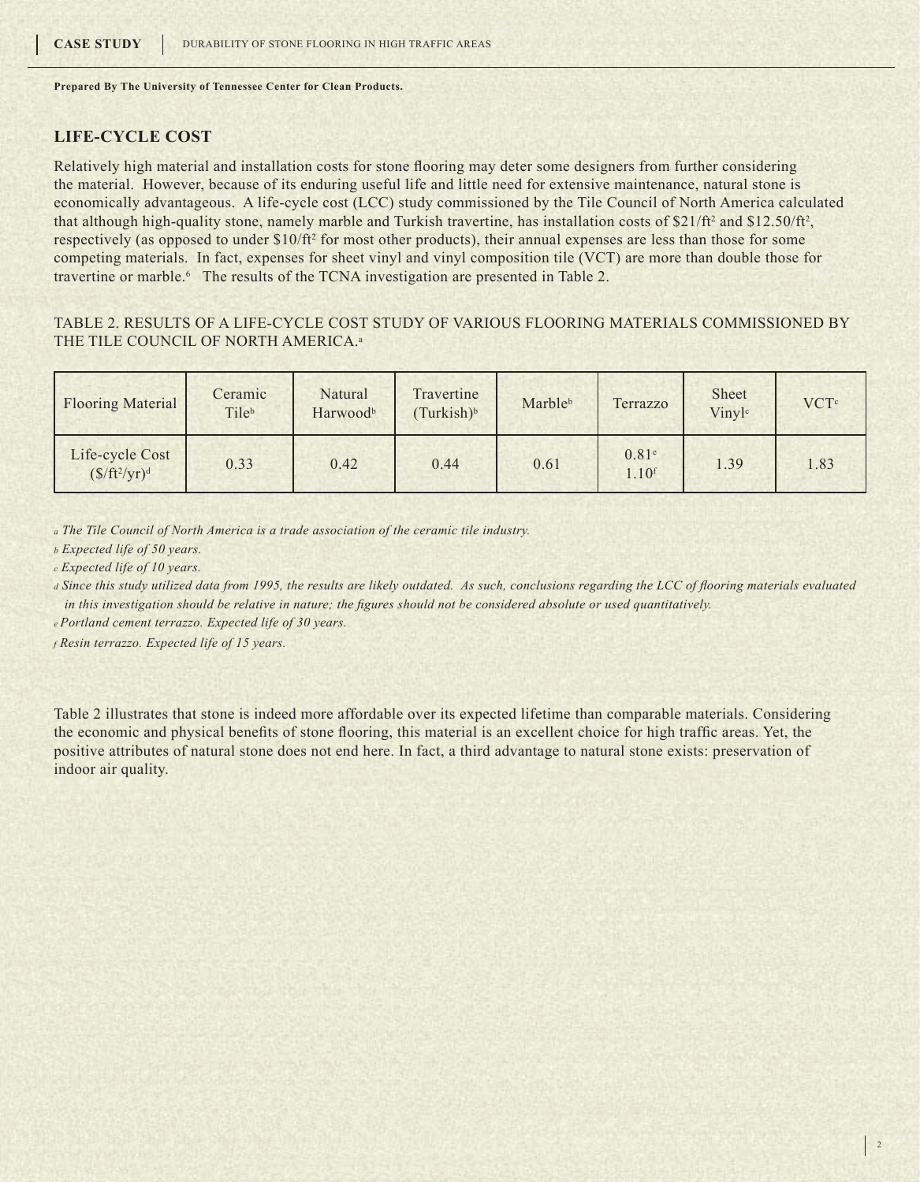Prepared By The University of Tennessee Center for Clean Products.

## LIFE-CYCLE COST

Relatively high material and installation costs for stone flooring may deter some designers from further considering the material. However, because of its enduring useful life and little need for extensive maintenance, natural stone is economically advantageous. A life-cycle cost (LCC) study commissioned by the Tile Council of North America calculated that although high-quality stone, namely marble and Turkish travertine, has installation costs of $21/ft² and $12.50/ft², respectively (as opposed to under $10/ft² for most other products), their annual expenses are less than those for some competing materials. In fact, expenses for sheet vinyl and vinyl composition tile (VCT) are more than double those for travertine or marble.[6] The results of the TCNA investigation are presented in Table 2.

TABLE 2. RESULTS OF A LIFE-CYCLE COST STUDY OF VARIOUS FLOORING MATERIALS COMMISSIONED BY THE TILE COUNCIL OF NORTH AMERICA.[a]

| Flooring Material | Ceramic Tile[b] | Natural Harwood[b] | Travertine (Turkish)[b] | Marble[b] | Terrazzo | Sheet Vinyl[c] | VCT[c] |
|---|---|---|---|---|---|---|---|
| Life-cycle Cost ($/ft²/yr)[d] | 0.33 | 0.42 | 0.44 | 0.61 | 0.81[e] 1.10[f] | 1.39 | 1.83 |

*a The Tile Council of North America is a trade association of the ceramic tile industry.*

*b Expected life of 50 years.*

*c Expected life of 10 years.*

*d Since this study utilized data from 1995, the results are likely outdated. As such, conclusions regarding the LCC of flooring materials evaluated in this investigation should be relative in nature; the figures should not be considered absolute or used quantitatively.*

*e Portland cement terrazzo. Expected life of 30 years.*

*f Resin terrazzo. Expected life of 15 years.*

Table 2 illustrates that stone is indeed more affordable over its expected lifetime than comparable materials. Considering the economic and physical benefits of stone flooring, this material is an excellent choice for high traffic areas. Yet, the positive attributes of natural stone does not end here. In fact, a third advantage to natural stone exists: preservation of indoor air quality.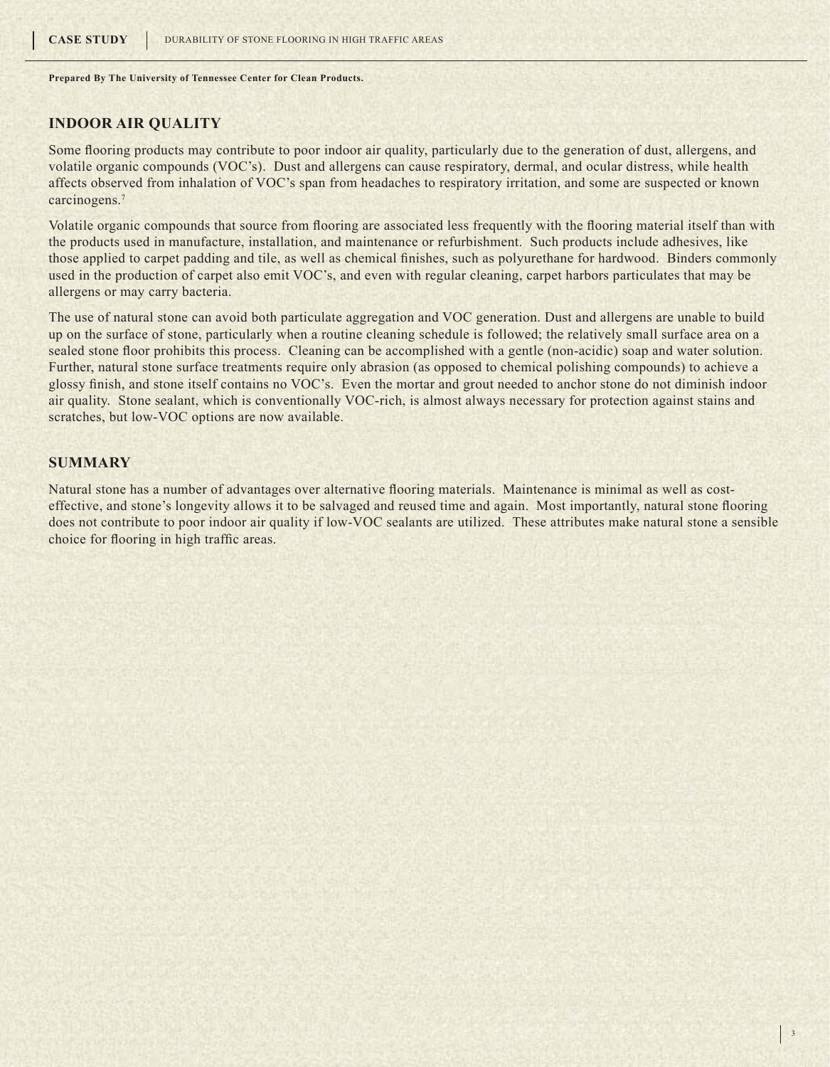Prepared By The University of Tennessee Center for Clean Products.

## INDOOR AIR QUALITY

Some flooring products may contribute to poor indoor air quality, particularly due to the generation of dust, allergens, and volatile organic compounds (VOC's). Dust and allergens can cause respiratory, dermal, and ocular distress, while health affects observed from inhalation of VOC's span from headaches to respiratory irritation, and some are suspected or known carcinogens.[7]

Volatile organic compounds that source from flooring are associated less frequently with the flooring material itself than with the products used in manufacture, installation, and maintenance or refurbishment. Such products include adhesives, like those applied to carpet padding and tile, as well as chemical finishes, such as polyurethane for hardwood. Binders commonly used in the production of carpet also emit VOC's, and even with regular cleaning, carpet harbors particulates that may be allergens or may carry bacteria.

The use of natural stone can avoid both particulate aggregation and VOC generation. Dust and allergens are unable to build up on the surface of stone, particularly when a routine cleaning schedule is followed; the relatively small surface area on a sealed stone floor prohibits this process. Cleaning can be accomplished with a gentle (non-acidic) soap and water solution. Further, natural stone surface treatments require only abrasion (as opposed to chemical polishing compounds) to achieve a glossy finish, and stone itself contains no VOC's. Even the mortar and grout needed to anchor stone do not diminish indoor air quality. Stone sealant, which is conventionally VOC-rich, is almost always necessary for protection against stains and scratches, but low-VOC options are now available.

## SUMMARY

Natural stone has a number of advantages over alternative flooring materials. Maintenance is minimal as well as cost-effective, and stone's longevity allows it to be salvaged and reused time and again. Most importantly, natural stone flooring does not contribute to poor indoor air quality if low-VOC sealants are utilized. These attributes make natural stone a sensible choice for flooring in high traffic areas.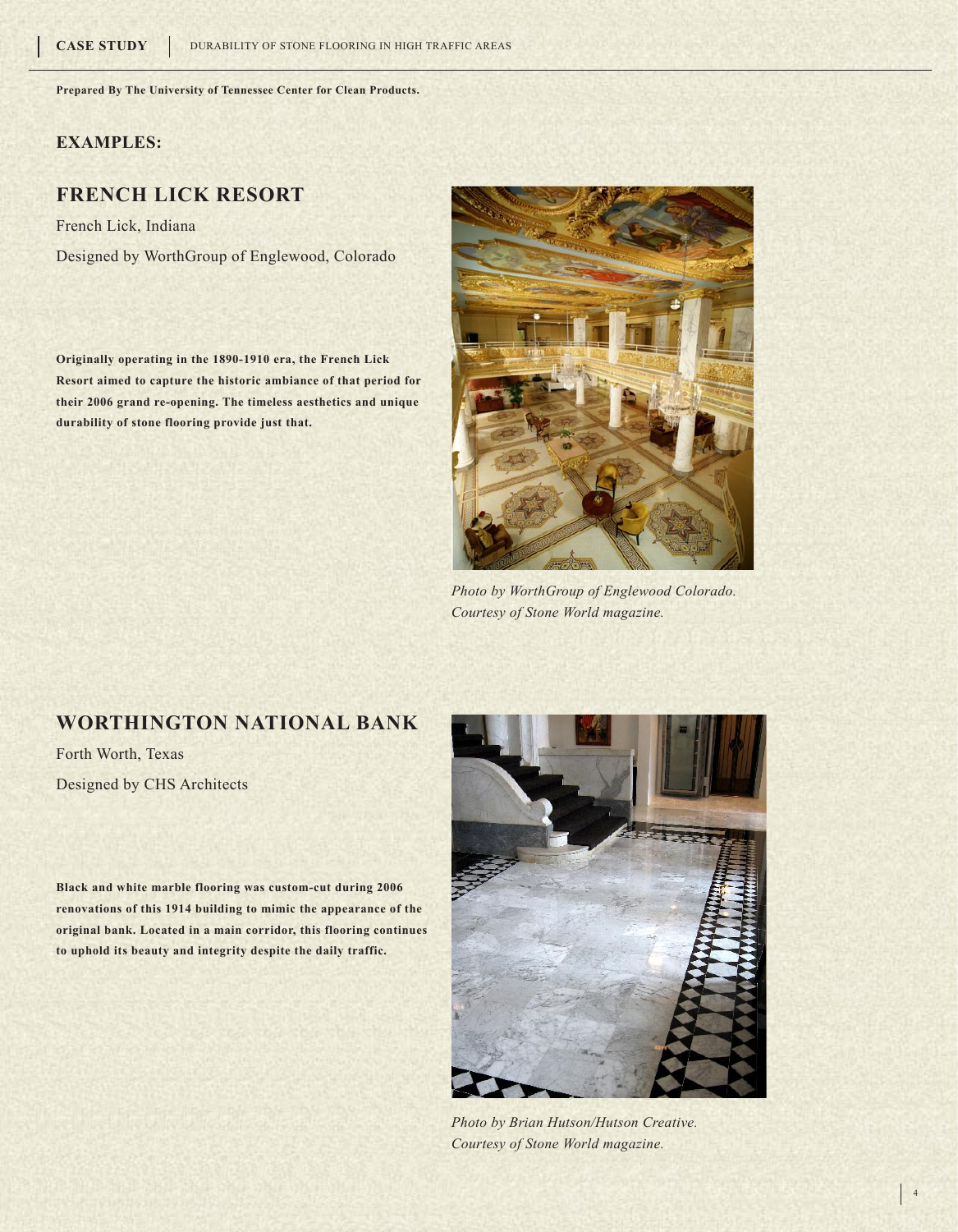Prepared By The University of Tennessee Center for Clean Products.

## EXAMPLES:

## FRENCH LICK RESORT

French Lick, Indiana

Designed by WorthGroup of Englewood, Colorado

**Originally operating in the 1890-1910 era, the French Lick Resort aimed to capture the historic ambiance of that period for their 2006 grand re-opening. The timeless aesthetics and unique durability of stone flooring provide just that.**

*Photo by WorthGroup of Englewood Colorado. Courtesy of Stone World magazine.*

## WORTHINGTON NATIONAL BANK

Forth Worth, Texas

Designed by CHS Architects

**Black and white marble flooring was custom-cut during 2006 renovations of this 1914 building to mimic the appearance of the original bank. Located in a main corridor, this flooring continues to uphold its beauty and integrity despite the daily traffic.**

*Photo by Brian Hutson/Hutson Creative. Courtesy of Stone World magazine.*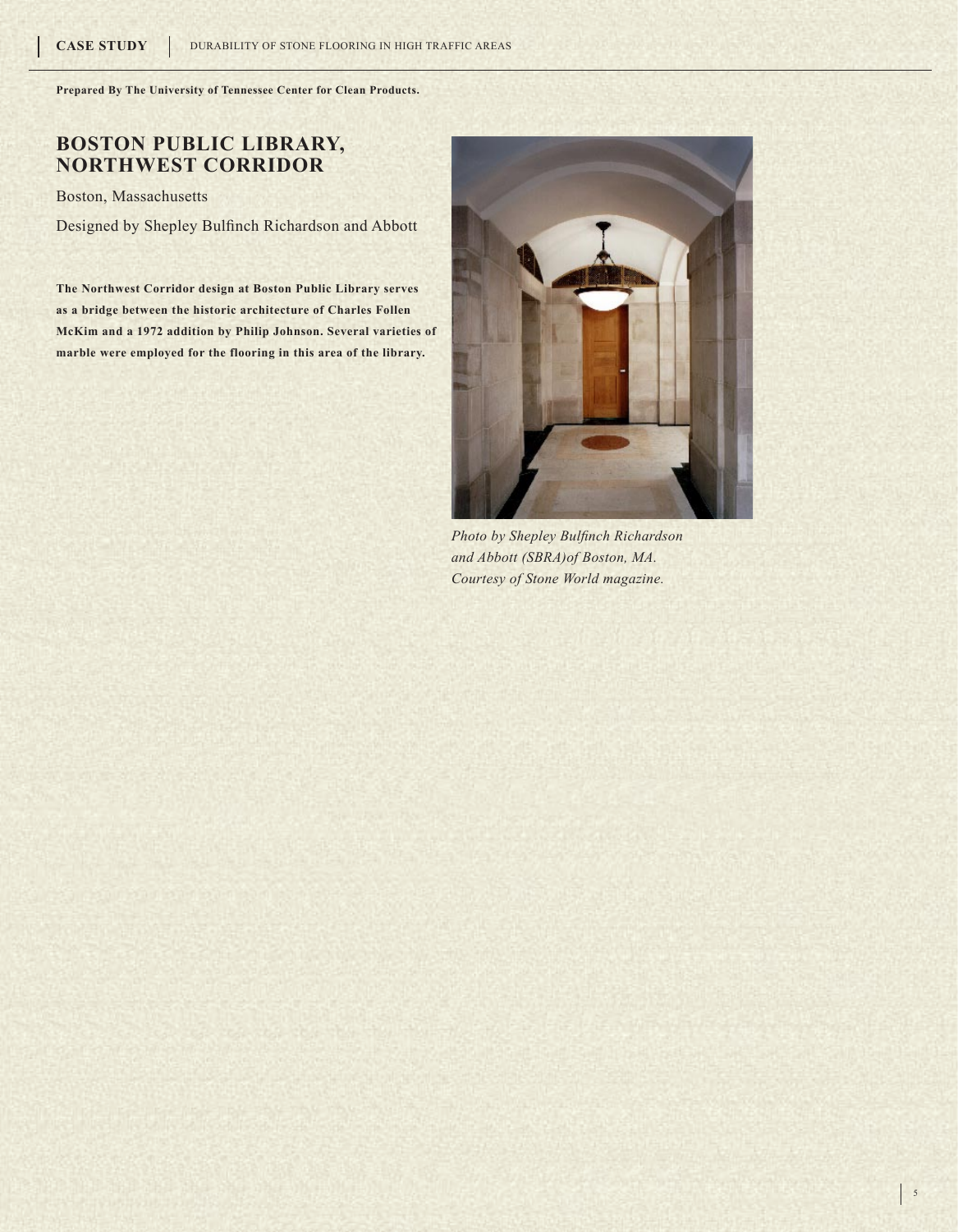**Prepared By The University of Tennessee Center for Clean Products.**

## BOSTON PUBLIC LIBRARY, NORTHWEST CORRIDOR

Boston, Massachusetts

Designed by Shepley Bulfinch Richardson and Abbott

**The Northwest Corridor design at Boston Public Library serves as a bridge between the historic architecture of Charles Follen McKim and a 1972 addition by Philip Johnson. Several varieties of marble were employed for the flooring in this area of the library.**

*Photo by Shepley Bulfinch Richardson and Abbott (SBRA)of Boston, MA. Courtesy of Stone World magazine.*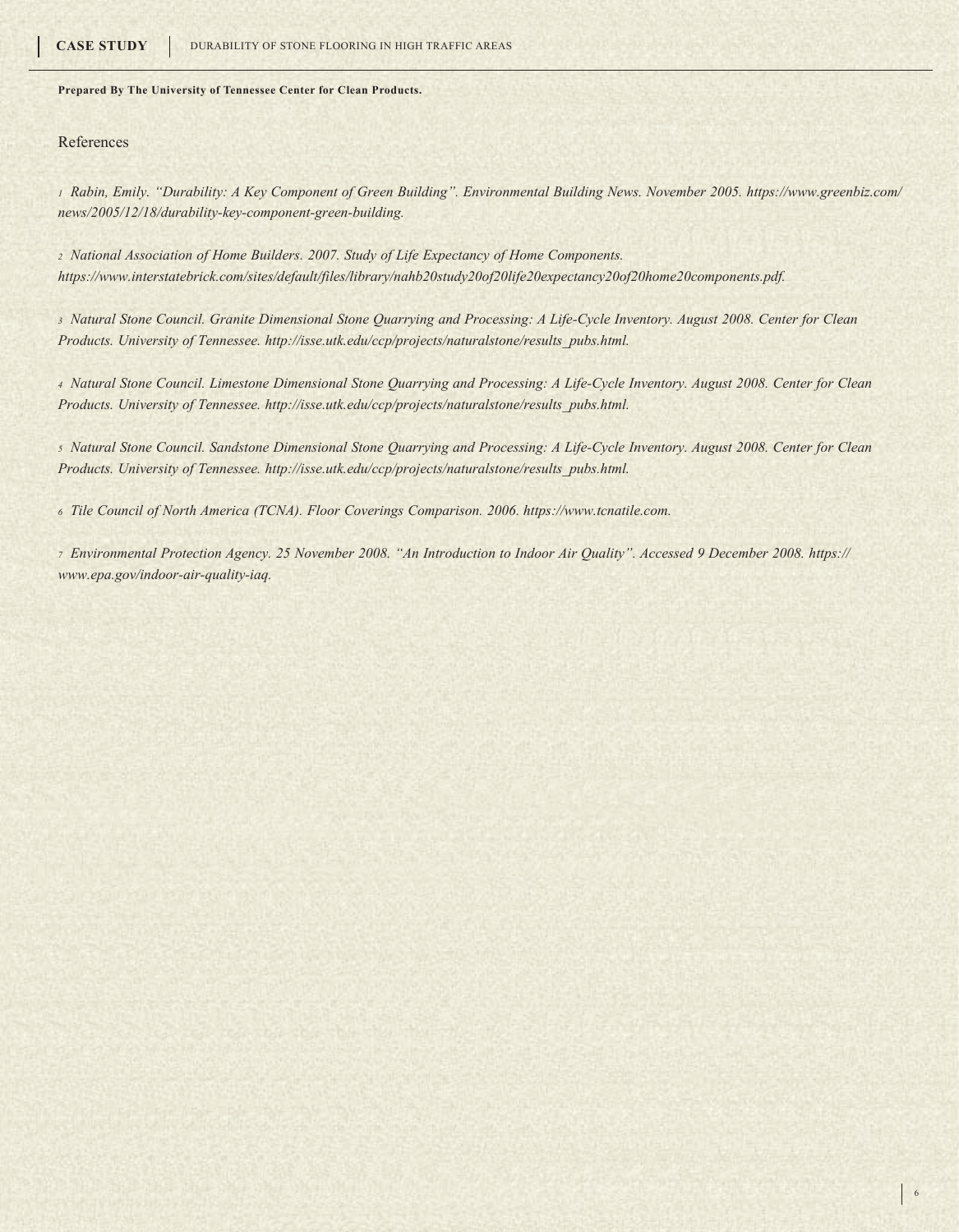**Prepared By The University of Tennessee Center for Clean Products.**

## References

[1] *Rabin, Emily. "Durability: A Key Component of Green Building". Environmental Building News. November 2005. https://www.greenbiz.com/news/2005/12/18/durability-key-component-green-building.*

[2] *National Association of Home Builders. 2007. Study of Life Expectancy of Home Components. https://www.interstatebrick.com/sites/default/files/library/nahb20study20of20life20expectancy20of20home20components.pdf.*

[3] *Natural Stone Council. Granite Dimensional Stone Quarrying and Processing: A Life-Cycle Inventory. August 2008. Center for Clean Products. University of Tennessee. http://isse.utk.edu/ccp/projects/naturalstone/results_pubs.html.*

[4] *Natural Stone Council. Limestone Dimensional Stone Quarrying and Processing: A Life-Cycle Inventory. August 2008. Center for Clean Products. University of Tennessee. http://isse.utk.edu/ccp/projects/naturalstone/results_pubs.html.*

[5] *Natural Stone Council. Sandstone Dimensional Stone Quarrying and Processing: A Life-Cycle Inventory. August 2008. Center for Clean Products. University of Tennessee. http://isse.utk.edu/ccp/projects/naturalstone/results_pubs.html.*

[6] *Tile Council of North America (TCNA). Floor Coverings Comparison. 2006. https://www.tcnatile.com.*

[7] *Environmental Protection Agency. 25 November 2008. "An Introduction to Indoor Air Quality". Accessed 9 December 2008. https://www.epa.gov/indoor-air-quality-iaq.*